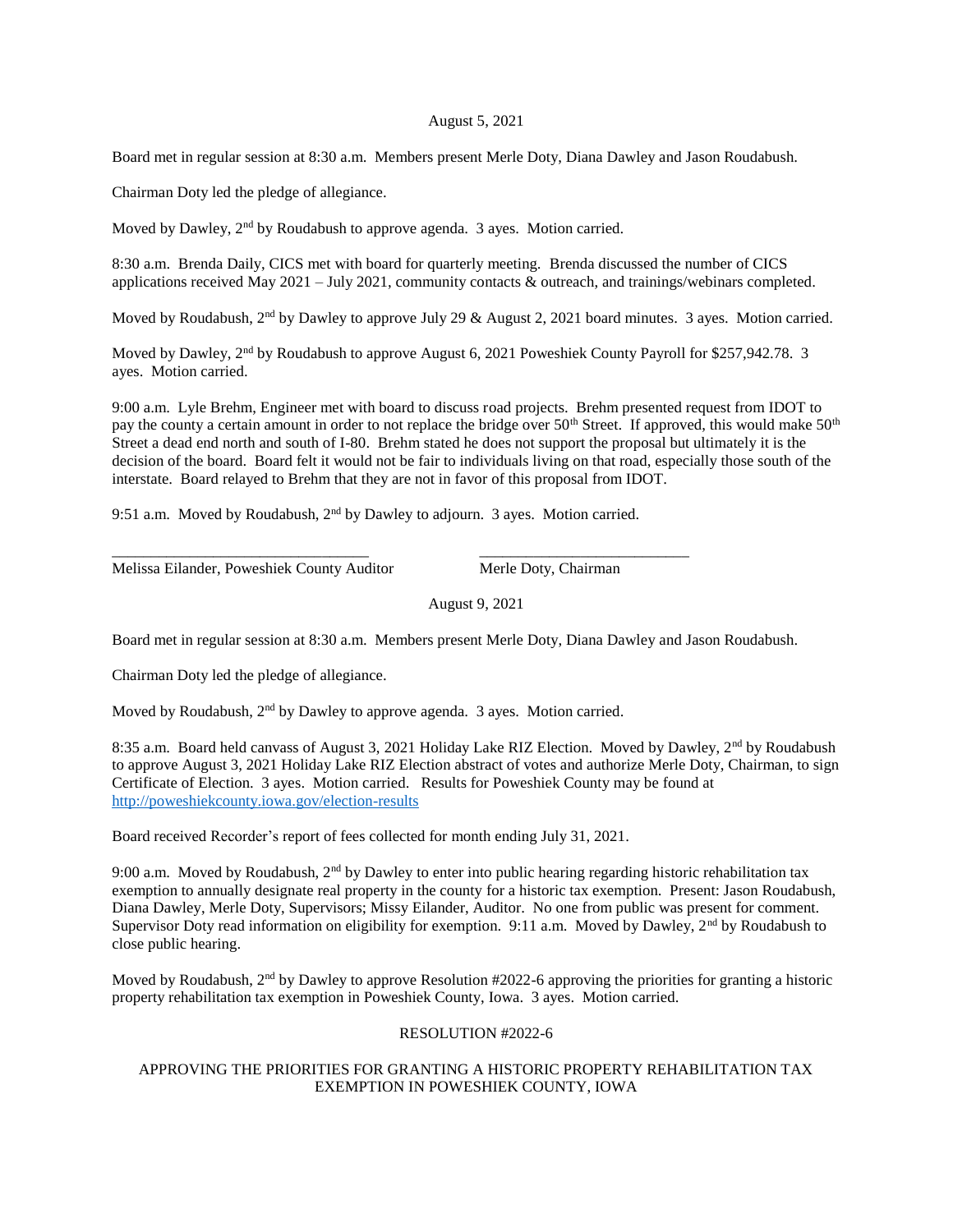August 5, 2021

Board met in regular session at 8:30 a.m. Members present Merle Doty, Diana Dawley and Jason Roudabush.

Chairman Doty led the pledge of allegiance.

Moved by Dawley, 2nd by Roudabush to approve agenda. 3 ayes. Motion carried.

8:30 a.m. Brenda Daily, CICS met with board for quarterly meeting. Brenda discussed the number of CICS applications received May 2021 – July 2021, community contacts & outreach, and trainings/webinars completed.

Moved by Roudabush, 2nd by Dawley to approve July 29 & August 2, 2021 board minutes. 3 ayes. Motion carried.

Moved by Dawley, 2nd by Roudabush to approve August 6, 2021 Poweshiek County Payroll for $257,942.78. 3 ayes. Motion carried.

9:00 a.m. Lyle Brehm, Engineer met with board to discuss road projects. Brehm presented request from IDOT to pay the county a certain amount in order to not replace the bridge over 50th Street. If approved, this would make 50th Street a dead end north and south of I-80. Brehm stated he does not support the proposal but ultimately it is the decision of the board. Board felt it would not be fair to individuals living on that road, especially those south of the interstate. Board relayed to Brehm that they are not in favor of this proposal from IDOT.

9:51 a.m. Moved by Roudabush, 2nd by Dawley to adjourn. 3 ayes. Motion carried.

\_\_\_\_\_\_\_\_\_\_\_\_\_\_\_\_\_\_\_\_\_\_\_\_\_\_\_\_\_\_\_\_ \_\_\_\_\_\_\_\_\_\_\_\_\_\_\_\_\_\_\_\_\_\_\_\_\_\_\_

Melissa Eilander, Poweshiek County Auditor Merle Doty, Chairman

August 9, 2021

Board met in regular session at 8:30 a.m. Members present Merle Doty, Diana Dawley and Jason Roudabush.

Chairman Doty led the pledge of allegiance.

Moved by Roudabush, 2nd by Dawley to approve agenda. 3 ayes. Motion carried.

8:35 a.m. Board held canvass of August 3, 2021 Holiday Lake RIZ Election. Moved by Dawley, 2nd by Roudabush to approve August 3, 2021 Holiday Lake RIZ Election abstract of votes and authorize Merle Doty, Chairman, to sign Certificate of Election. 3 ayes. Motion carried. Results for Poweshiek County may be found at http://poweshiekcounty.iowa.gov/election-results

Board received Recorder's report of fees collected for month ending July 31, 2021.

9:00 a.m. Moved by Roudabush, 2nd by Dawley to enter into public hearing regarding historic rehabilitation tax exemption to annually designate real property in the county for a historic tax exemption. Present: Jason Roudabush, Diana Dawley, Merle Doty, Supervisors; Missy Eilander, Auditor. No one from public was present for comment. Supervisor Doty read information on eligibility for exemption. 9:11 a.m. Moved by Dawley, 2nd by Roudabush to close public hearing.

Moved by Roudabush, 2nd by Dawley to approve Resolution #2022-6 approving the priorities for granting a historic property rehabilitation tax exemption in Poweshiek County, Iowa. 3 ayes. Motion carried.

RESOLUTION #2022-6

APPROVING THE PRIORITIES FOR GRANTING A HISTORIC PROPERTY REHABILITATION TAX EXEMPTION IN POWESHIEK COUNTY, IOWA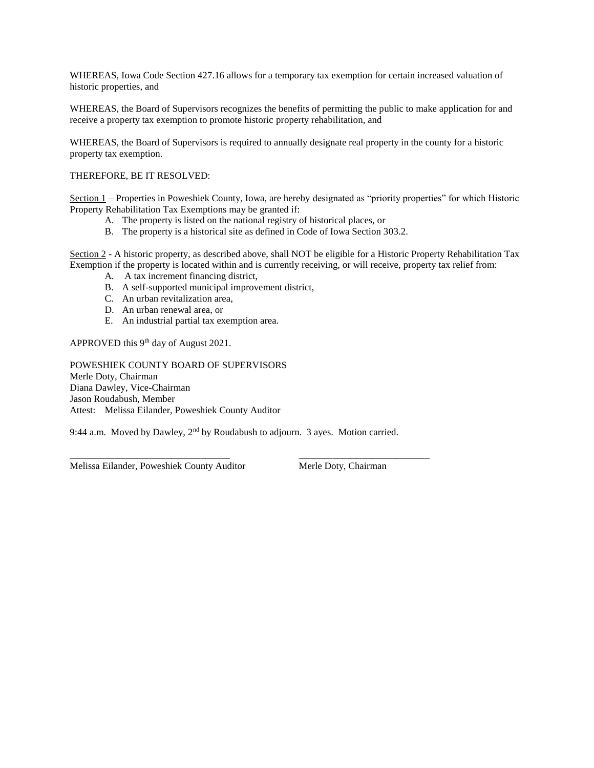WHEREAS, Iowa Code Section 427.16 allows for a temporary tax exemption for certain increased valuation of historic properties, and

WHEREAS, the Board of Supervisors recognizes the benefits of permitting the public to make application for and receive a property tax exemption to promote historic property rehabilitation, and

WHEREAS, the Board of Supervisors is required to annually designate real property in the county for a historic property tax exemption.

THEREFORE, BE IT RESOLVED:

Section 1 – Properties in Poweshiek County, Iowa, are hereby designated as "priority properties" for which Historic Property Rehabilitation Tax Exemptions may be granted if:

A. The property is listed on the national registry of historical places, or
B. The property is a historical site as defined in Code of Iowa Section 303.2.

Section 2 - A historic property, as described above, shall NOT be eligible for a Historic Property Rehabilitation Tax Exemption if the property is located within and is currently receiving, or will receive, property tax relief from:

A. A tax increment financing district,
B. A self-supported municipal improvement district,
C. An urban revitalization area,
D. An urban renewal area, or
E. An industrial partial tax exemption area.

APPROVED this 9th day of August 2021.

POWESHIEK COUNTY BOARD OF SUPERVISORS
Merle Doty, Chairman
Diana Dawley, Vice-Chairman
Jason Roudabush, Member
Attest: Melissa Eilander, Poweshiek County Auditor

9:44 a.m. Moved by Dawley, 2nd by Roudabush to adjourn. 3 ayes. Motion carried.

\_\_\_\_\_\_\_\_\_\_\_\_\_\_\_\_\_\_\_\_\_\_\_\_\_\_\_\_\_\_\_\_\_ \_\_\_\_\_\_\_\_\_\_\_\_\_\_\_\_\_\_\_\_\_\_\_\_\_\_\_

Melissa Eilander, Poweshiek County Auditor Merle Doty, Chairman